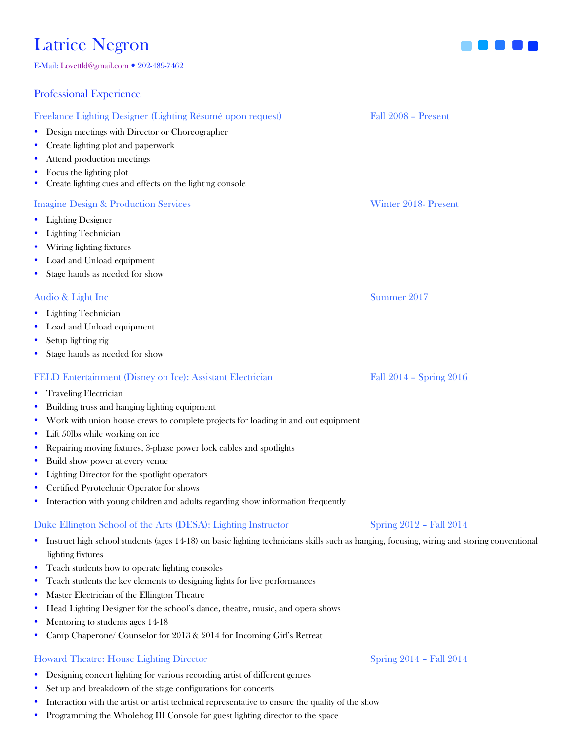# Latrice Negron

E-Mail: Lovettld@gmail.com • 202-489-7462

## Professional Experience

### Freelance Lighting Designer (Lighting Résumé upon request) — Fall 2008 – Present

- Design meetings with Director or Choreographer
- Create lighting plot and paperwork
- Attend production meetings
- Focus the lighting plot
- Create lighting cues and effects on the lighting console

### Imagine Design & Production Services — Winter 2018- Present

- Lighting Designer
- Lighting Technician
- Wiring lighting fixtures
- Load and Unload equipment
- Stage hands as needed for show

### Audio & Light Inc — Summer 2017

- Lighting Technician
- Load and Unload equipment
- Setup lighting rig
- Stage hands as needed for show

### FELD Entertainment (Disney on Ice): Assistant Electrician — Fall 2014 – Spring 2016

- Traveling Electrician
- Building truss and hanging lighting equipment
- Work with union house crews to complete projects for loading in and out equipment
- Lift 50lbs while working on ice
- Repairing moving fixtures, 3-phase power lock cables and spotlights
- Build show power at every venue
- Lighting Director for the spotlight operators
- Certified Pyrotechnic Operator for shows
- Interaction with young children and adults regarding show information frequently

### Duke Ellington School of the Arts (DESA): Lighting Instructor — Spring 2012 – Fall 2014

- Instruct high school students (ages 14-18) on basic lighting technicians skills such as hanging, focusing, wiring and storing conventional lighting fixtures
- Teach students how to operate lighting consoles
- Teach students the key elements to designing lights for live performances
- Master Electrician of the Ellington Theatre
- Head Lighting Designer for the school's dance, theatre, music, and opera shows
- Mentoring to students ages 14-18
- Camp Chaperone/ Counselor for 2013 & 2014 for Incoming Girl's Retreat

### Howard Theatre: House Lighting Director — Spring 2014 – Fall 2014

- Designing concert lighting for various recording artist of different genres
- Set up and breakdown of the stage configurations for concerts
- Interaction with the artist or artist technical representative to ensure the quality of the show
- Programming the Wholehog III Console for guest lighting director to the space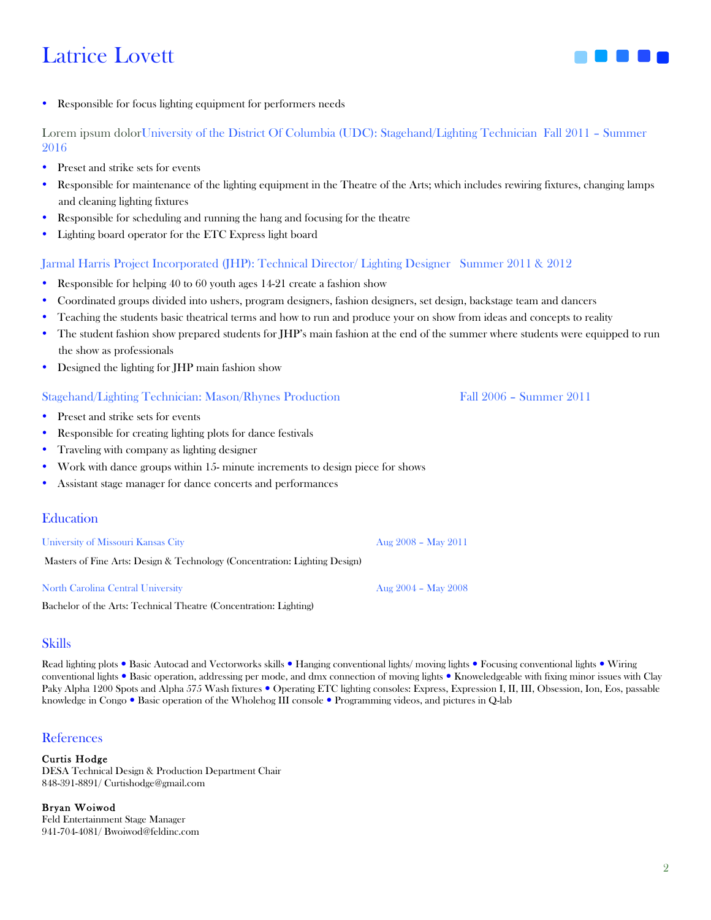# Latrice Lovett

- Responsible for focus lighting equipment for performers needs

### Lorem ipsum dolorUniversity of the District Of Columbia (UDC): Stagehand/Lighting Technician Fall 2011 – Summer 2016

- Preset and strike sets for events
- Responsible for maintenance of the lighting equipment in the Theatre of the Arts; which includes rewiring fixtures, changing lamps and cleaning lighting fixtures
- Responsible for scheduling and running the hang and focusing for the theatre
- Lighting board operator for the ETC Express light board

### Jarmal Harris Project Incorporated (JHP): Technical Director/ Lighting Designer Summer 2011 & 2012

- Responsible for helping 40 to 60 youth ages 14-21 create a fashion show
- Coordinated groups divided into ushers, program designers, fashion designers, set design, backstage team and dancers
- Teaching the students basic theatrical terms and how to run and produce your on show from ideas and concepts to reality
- The student fashion show prepared students for JHP's main fashion at the end of the summer where students were equipped to run the show as professionals
- Designed the lighting for JHP main fashion show

### Stagehand/Lighting Technician: Mason/Rhynes Production Fall 2006 – Summer 2011

- Preset and strike sets for events
- Responsible for creating lighting plots for dance festivals
- Traveling with company as lighting designer
- Work with dance groups within 15- minute increments to design piece for shows
- Assistant stage manager for dance concerts and performances

## Education

University of Missouri Kansas City Aug 2008 – May 2011

Masters of Fine Arts: Design & Technology (Concentration: Lighting Design)

North Carolina Central University Aug 2004 – May 2008

Bachelor of the Arts: Technical Theatre (Concentration: Lighting)

## Skills

Read lighting plots • Basic Autocad and Vectorworks skills • Hanging conventional lights/ moving lights • Focusing conventional lights • Wiring conventional lights • Basic operation, addressing per mode, and dmx connection of moving lights • Knoweledgeable with fixing minor issues with Clay Paky Alpha 1200 Spots and Alpha 575 Wash fixtures • Operating ETC lighting consoles: Express, Expression I, II, III, Obsession, Ion, Eos, passable knowledge in Congo • Basic operation of the Wholehog III console • Programming videos, and pictures in Q-lab

## References

**Curtis Hodge**
DESA Technical Design & Production Department Chair
848-391-8891/ Curtishodge@gmail.com

**Bryan Woiwod**
Feld Entertainment Stage Manager
941-704-4081/ Bwoiwod@feldinc.com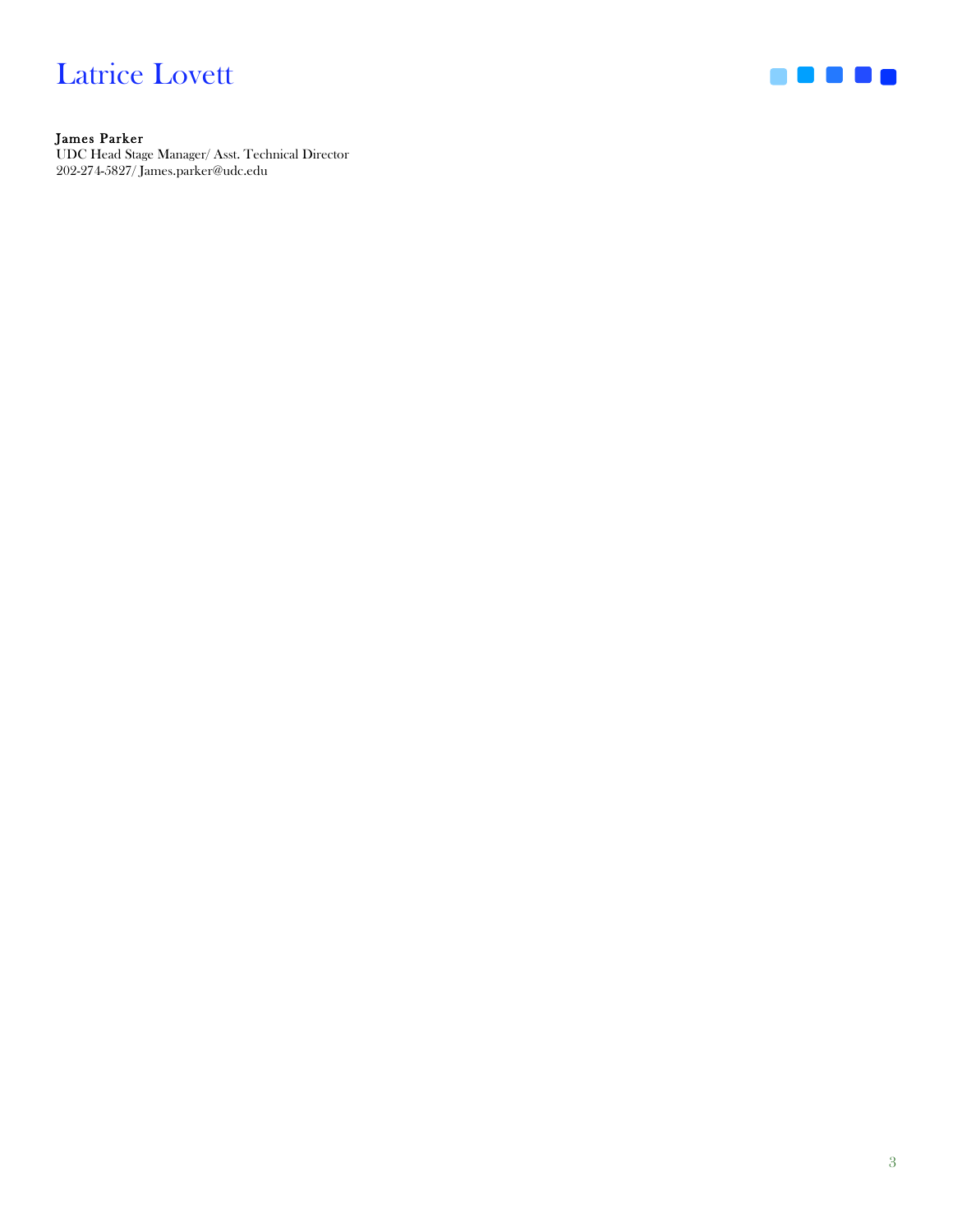**James Parker**
UDC Head Stage Manager/ Asst. Technical Director
202-274-5827/ James.parker@udc.edu